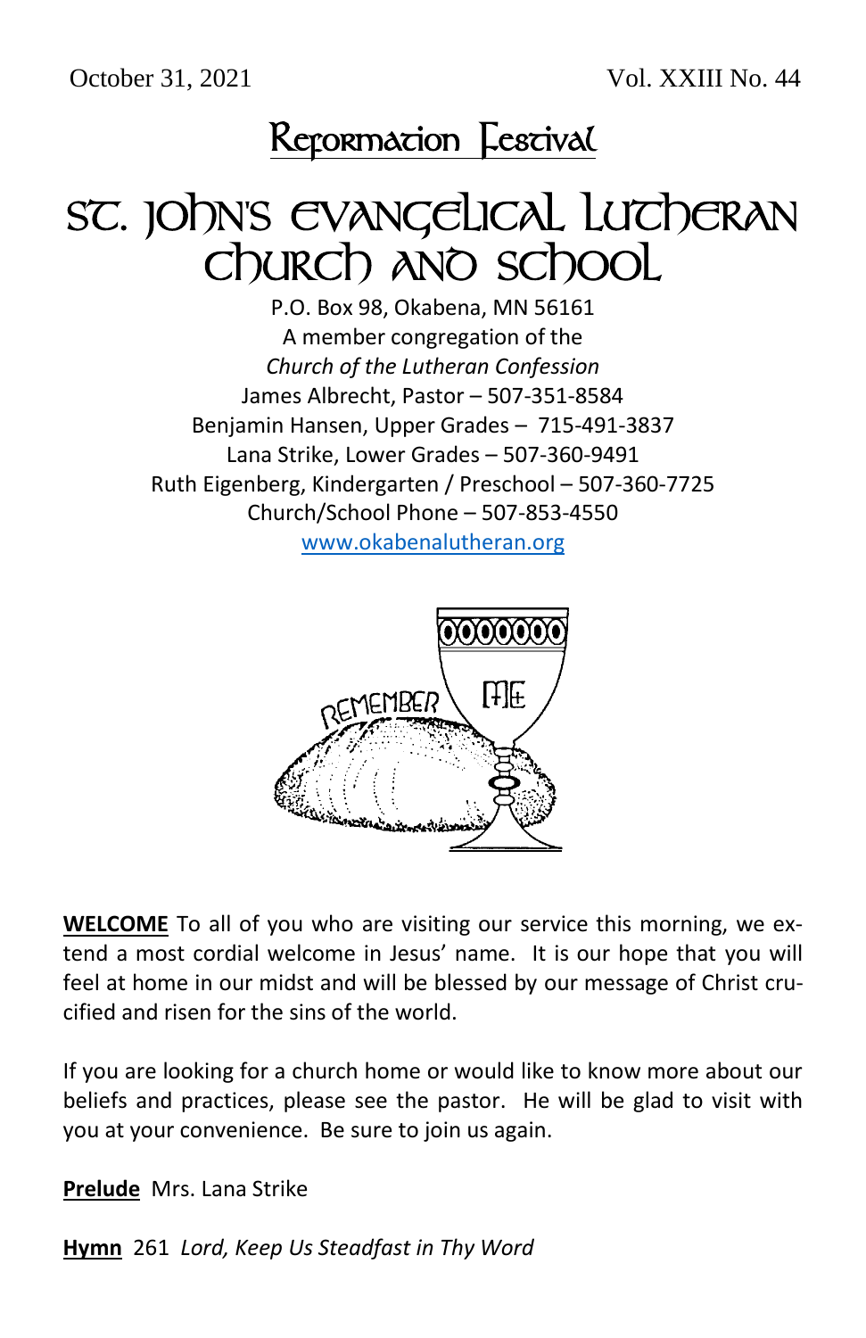October 31, 2021 Vol. XXIII No. 44

## Reformation Festival

# St. John's Evangelical Lutheran Church and School

P.O. Box 98, Okabena, MN 56161
A member congregation of the
*Church of the Lutheran Confession*
James Albrecht, Pastor – 507-351-8584
Benjamin Hansen, Upper Grades – 715-491-3837
Lana Strike, Lower Grades – 507-360-9491
Ruth Eigenberg, Kindergarten / Preschool – 507-360-7725
Church/School Phone – 507-853-4550
www.okabenalutheran.org

**WELCOME** To all of you who are visiting our service this morning, we extend a most cordial welcome in Jesus' name. It is our hope that you will feel at home in our midst and will be blessed by our message of Christ crucified and risen for the sins of the world.

If you are looking for a church home or would like to know more about our beliefs and practices, please see the pastor. He will be glad to visit with you at your convenience. Be sure to join us again.

**Prelude** Mrs. Lana Strike

**Hymn** 261 *Lord, Keep Us Steadfast in Thy Word*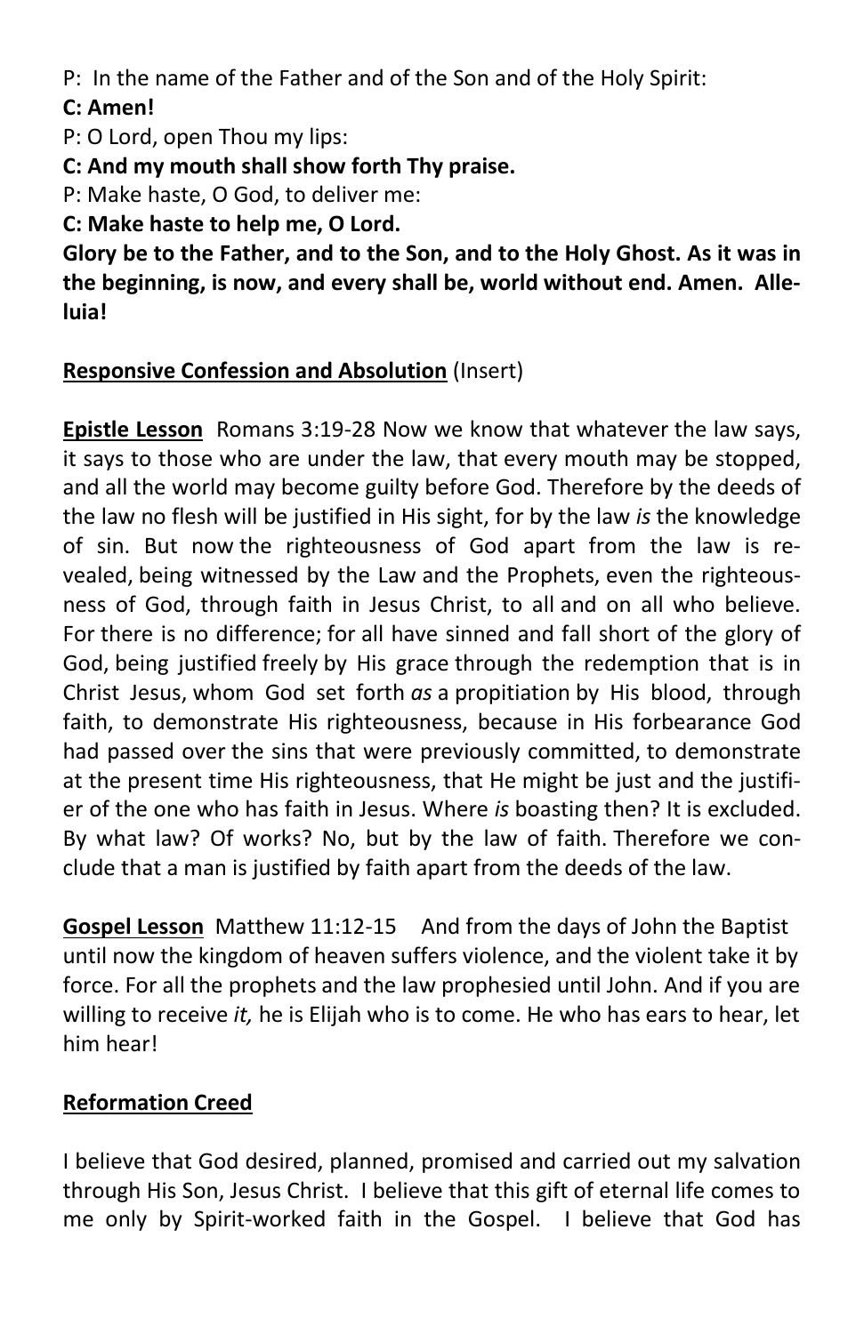P: In the name of the Father and of the Son and of the Holy Spirit:

**C: Amen!**

P: O Lord, open Thou my lips:

**C: And my mouth shall show forth Thy praise.**

P: Make haste, O God, to deliver me:

**C: Make haste to help me, O Lord.**

**Glory be to the Father, and to the Son, and to the Holy Ghost. As it was in the beginning, is now, and every shall be, world without end. Amen. Alleluia!**

**Responsive Confession and Absolution** (Insert)

**Epistle Lesson** Romans 3:19-28 Now we know that whatever the law says, it says to those who are under the law, that every mouth may be stopped, and all the world may become guilty before God. Therefore by the deeds of the law no flesh will be justified in His sight, for by the law *is* the knowledge of sin. But now the righteousness of God apart from the law is revealed, being witnessed by the Law and the Prophets, even the righteousness of God, through faith in Jesus Christ, to all and on all who believe. For there is no difference; for all have sinned and fall short of the glory of God, being justified freely by His grace through the redemption that is in Christ Jesus, whom God set forth *as* a propitiation by His blood, through faith, to demonstrate His righteousness, because in His forbearance God had passed over the sins that were previously committed, to demonstrate at the present time His righteousness, that He might be just and the justifier of the one who has faith in Jesus. Where *is* boasting then? It is excluded. By what law? Of works? No, but by the law of faith. Therefore we conclude that a man is justified by faith apart from the deeds of the law.

**Gospel Lesson** Matthew 11:12-15 And from the days of John the Baptist until now the kingdom of heaven suffers violence, and the violent take it by force. For all the prophets and the law prophesied until John. And if you are willing to receive *it,* he is Elijah who is to come. He who has ears to hear, let him hear!

**Reformation Creed**

I believe that God desired, planned, promised and carried out my salvation through His Son, Jesus Christ. I believe that this gift of eternal life comes to me only by Spirit-worked faith in the Gospel. I believe that God has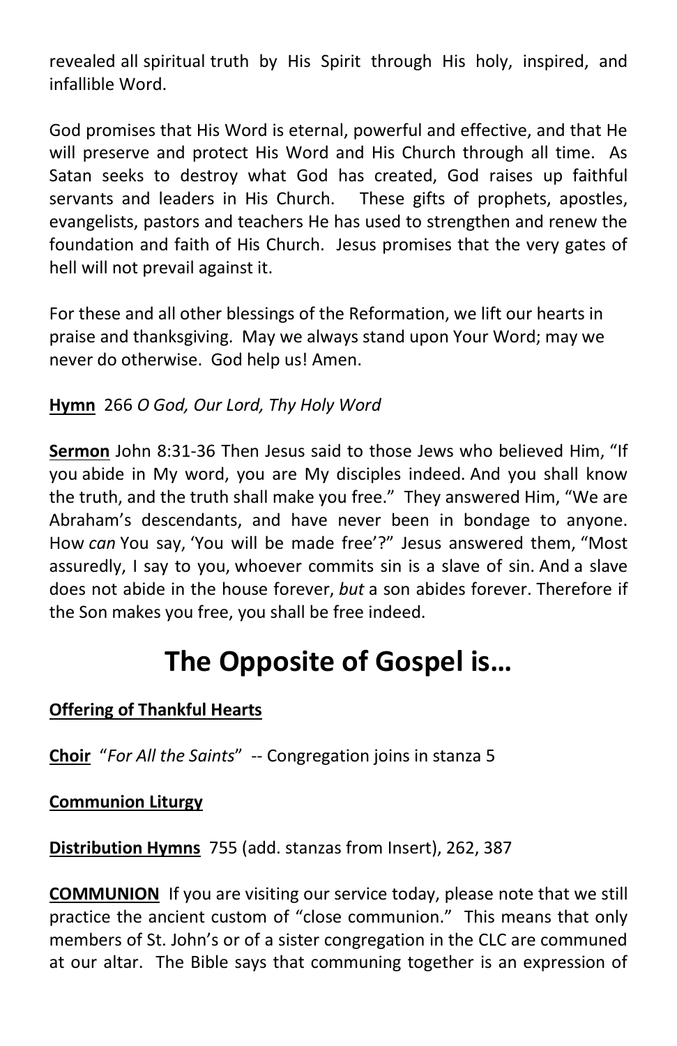revealed all spiritual truth by His Spirit through His holy, inspired, and infallible Word.

God promises that His Word is eternal, powerful and effective, and that He will preserve and protect His Word and His Church through all time. As Satan seeks to destroy what God has created, God raises up faithful servants and leaders in His Church. These gifts of prophets, apostles, evangelists, pastors and teachers He has used to strengthen and renew the foundation and faith of His Church. Jesus promises that the very gates of hell will not prevail against it.

For these and all other blessings of the Reformation, we lift our hearts in praise and thanksgiving. May we always stand upon Your Word; may we never do otherwise. God help us! Amen.

**Hymn** 266 *O God, Our Lord, Thy Holy Word*

**Sermon** John 8:31-36 Then Jesus said to those Jews who believed Him, "If you abide in My word, you are My disciples indeed. And you shall know the truth, and the truth shall make you free." They answered Him, "We are Abraham's descendants, and have never been in bondage to anyone. How *can* You say, 'You will be made free'?" Jesus answered them, "Most assuredly, I say to you, whoever commits sin is a slave of sin. And a slave does not abide in the house forever, *but* a son abides forever. Therefore if the Son makes you free, you shall be free indeed.

# The Opposite of Gospel is…

**Offering of Thankful Hearts**

**Choir** "*For All the Saints*" -- Congregation joins in stanza 5

**Communion Liturgy**

**Distribution Hymns** 755 (add. stanzas from Insert), 262, 387

**COMMUNION** If you are visiting our service today, please note that we still practice the ancient custom of "close communion." This means that only members of St. John's or of a sister congregation in the CLC are communed at our altar. The Bible says that communing together is an expression of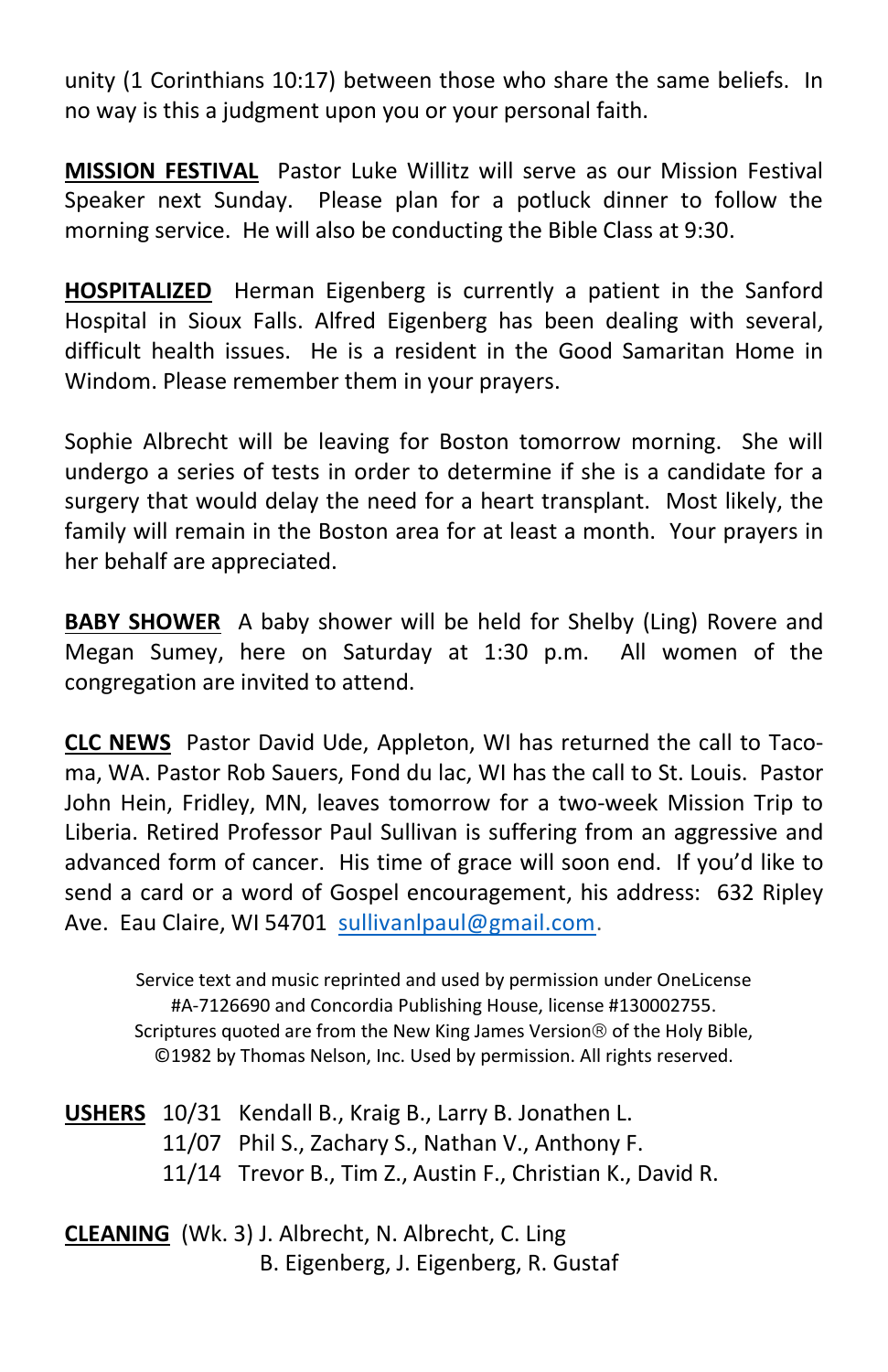unity (1 Corinthians 10:17) between those who share the same beliefs. In no way is this a judgment upon you or your personal faith.

**MISSION FESTIVAL** Pastor Luke Willitz will serve as our Mission Festival Speaker next Sunday. Please plan for a potluck dinner to follow the morning service. He will also be conducting the Bible Class at 9:30.

**HOSPITALIZED** Herman Eigenberg is currently a patient in the Sanford Hospital in Sioux Falls. Alfred Eigenberg has been dealing with several, difficult health issues. He is a resident in the Good Samaritan Home in Windom. Please remember them in your prayers.

Sophie Albrecht will be leaving for Boston tomorrow morning. She will undergo a series of tests in order to determine if she is a candidate for a surgery that would delay the need for a heart transplant. Most likely, the family will remain in the Boston area for at least a month. Your prayers in her behalf are appreciated.

**BABY SHOWER** A baby shower will be held for Shelby (Ling) Rovere and Megan Sumey, here on Saturday at 1:30 p.m. All women of the congregation are invited to attend.

**CLC NEWS** Pastor David Ude, Appleton, WI has returned the call to Tacoma, WA. Pastor Rob Sauers, Fond du lac, WI has the call to St. Louis. Pastor John Hein, Fridley, MN, leaves tomorrow for a two-week Mission Trip to Liberia. Retired Professor Paul Sullivan is suffering from an aggressive and advanced form of cancer. His time of grace will soon end. If you'd like to send a card or a word of Gospel encouragement, his address: 632 Ripley Ave. Eau Claire, WI 54701 sullivanlpaul@gmail.com.

Service text and music reprinted and used by permission under OneLicense #A-7126690 and Concordia Publishing House, license #130002755. Scriptures quoted are from the New King James Version® of the Holy Bible, ©1982 by Thomas Nelson, Inc. Used by permission. All rights reserved.

**USHERS**
10/31 Kendall B., Kraig B., Larry B. Jonathen L.
11/07 Phil S., Zachary S., Nathan V., Anthony F.
11/14 Trevor B., Tim Z., Austin F., Christian K., David R.

**CLEANING** (Wk. 3) J. Albrecht, N. Albrecht, C. Ling
B. Eigenberg, J. Eigenberg, R. Gustaf